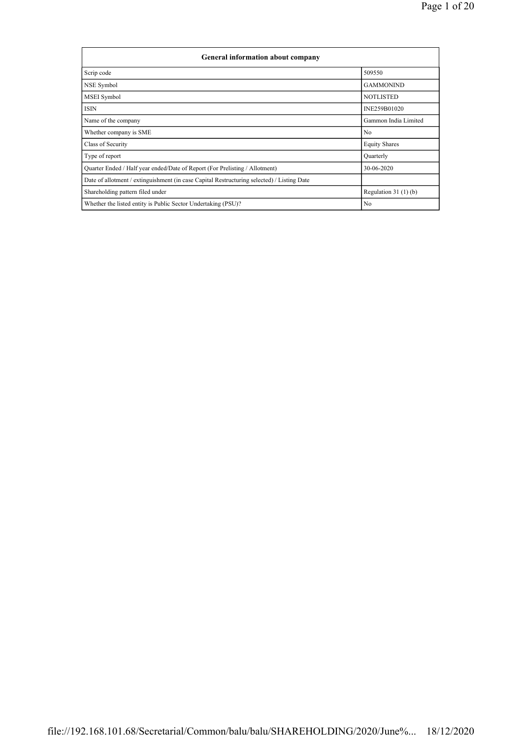| General information about company | |
|---|---|
| Scrip code | 509550 |
| NSE Symbol | GAMMONIND |
| MSEI Symbol | NOTLISTED |
| ISIN | INE259B01020 |
| Name of the company | Gammon India Limited |
| Whether company is SME | No |
| Class of Security | Equity Shares |
| Type of report | Quarterly |
| Quarter Ended / Half year ended/Date of Report (For Prelisting / Allotment) | 30-06-2020 |
| Date of allotment / extinguishment (in case Capital Restructuring selected) / Listing Date | |
| Shareholding pattern filed under | Regulation 31 (1) (b) |
| Whether the listed entity is Public Sector Undertaking (PSU)? | No |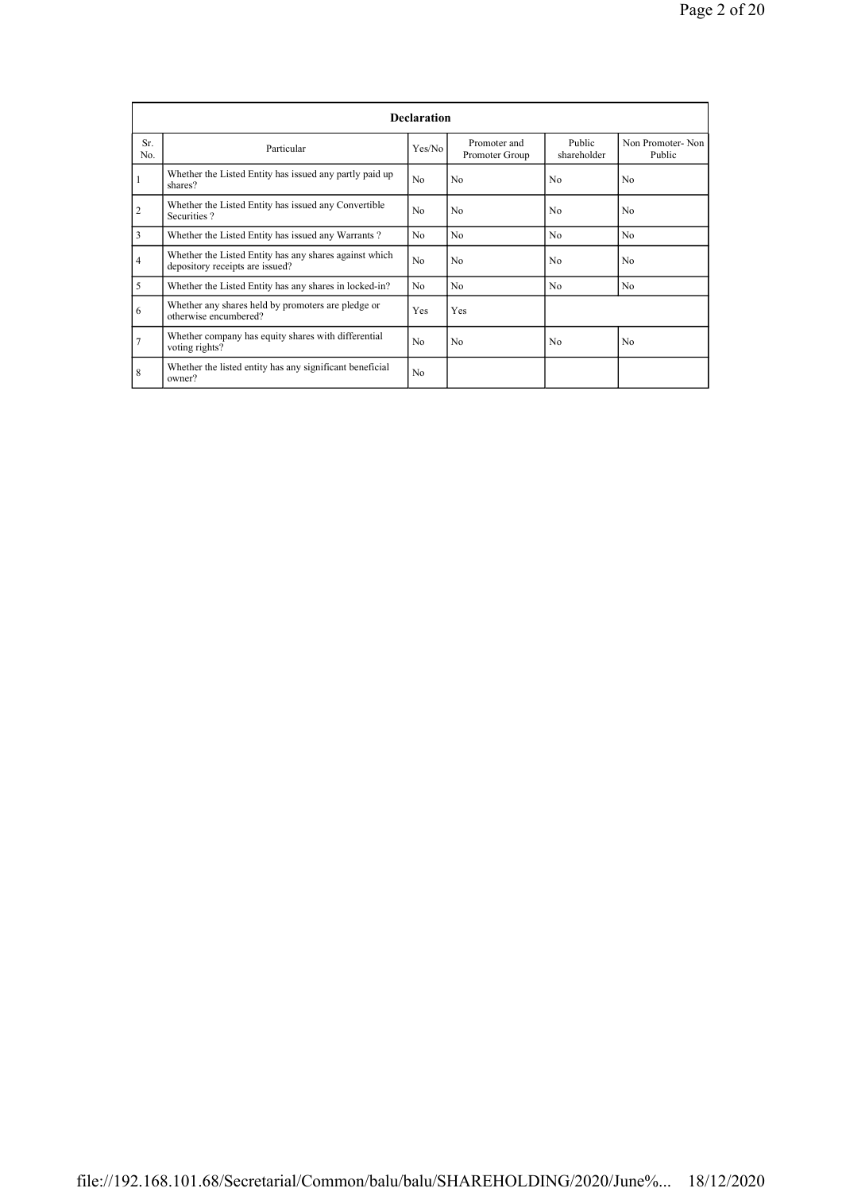| Declaration | | | | | |
|---|---|---|---|---|---|
| Sr. No. | Particular | Yes/No | Promoter and Promoter Group | Public shareholder | Non Promoter- Non Public |
| 1 | Whether the Listed Entity has issued any partly paid up shares? | No | No | No | No |
| 2 | Whether the Listed Entity has issued any Convertible Securities ? | No | No | No | No |
| 3 | Whether the Listed Entity has issued any Warrants ? | No | No | No | No |
| 4 | Whether the Listed Entity has any shares against which depository receipts are issued? | No | No | No | No |
| 5 | Whether the Listed Entity has any shares in locked-in? | No | No | No | No |
| 6 | Whether any shares held by promoters are pledge or otherwise encumbered? | Yes | Yes | | |
| 7 | Whether company has equity shares with differential voting rights? | No | No | No | No |
| 8 | Whether the listed entity has any significant beneficial owner? | No | | | |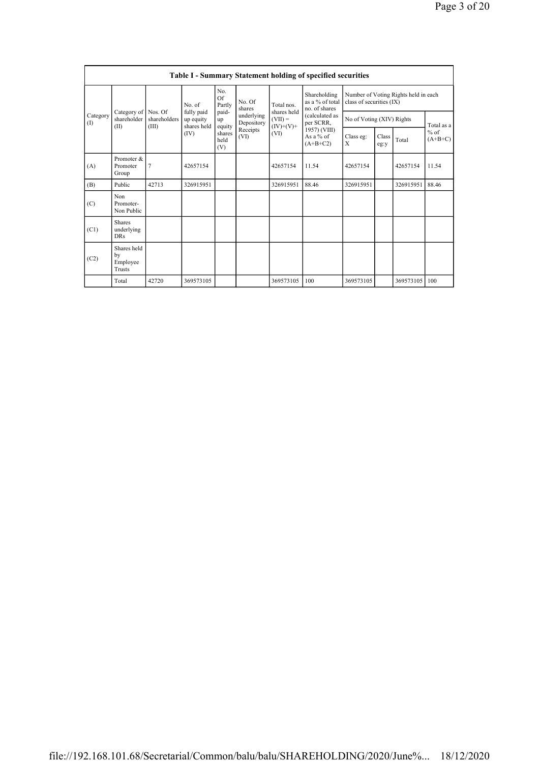## Table I - Summary Statement holding of specified securities

| Category (I) | Category of shareholder (II) | Nos. Of shareholders (III) | No. of fully paid up equity shares held (IV) | No. Of Partly paid-up equity shares held (V) | No. Of shares underlying Depository Receipts (VI) | Total nos. shares held (VII) = (IV)+(V)+ (VI) | Shareholding as a % of total no. of shares (calculated as per SCRR, 1957) (VIII) As a % of (A+B+C2) | Number of Voting Rights held in each class of securities (IX) | | | |
|---|---|---|---|---|---|---|---|---|---|---|---|
| | | | | | | | | No of Voting (XIV) Rights | | | Total as a % of (A+B+C) |
| | | | | | | | | Class eg: X | Class eg:y | Total | |
| (A) | Promoter & Promoter Group | 7 | 42657154 | | | 42657154 | 11.54 | 42657154 | | 42657154 | 11.54 |
| (B) | Public | 42713 | 326915951 | | | 326915951 | 88.46 | 326915951 | | 326915951 | 88.46 |
| (C) | Non Promoter- Non Public | | | | | | | | | | |
| (C1) | Shares underlying DRs | | | | | | | | | | |
| (C2) | Shares held by Employee Trusts | | | | | | | | | | |
| | Total | 42720 | 369573105 | | | 369573105 | 100 | 369573105 | | 369573105 | 100 |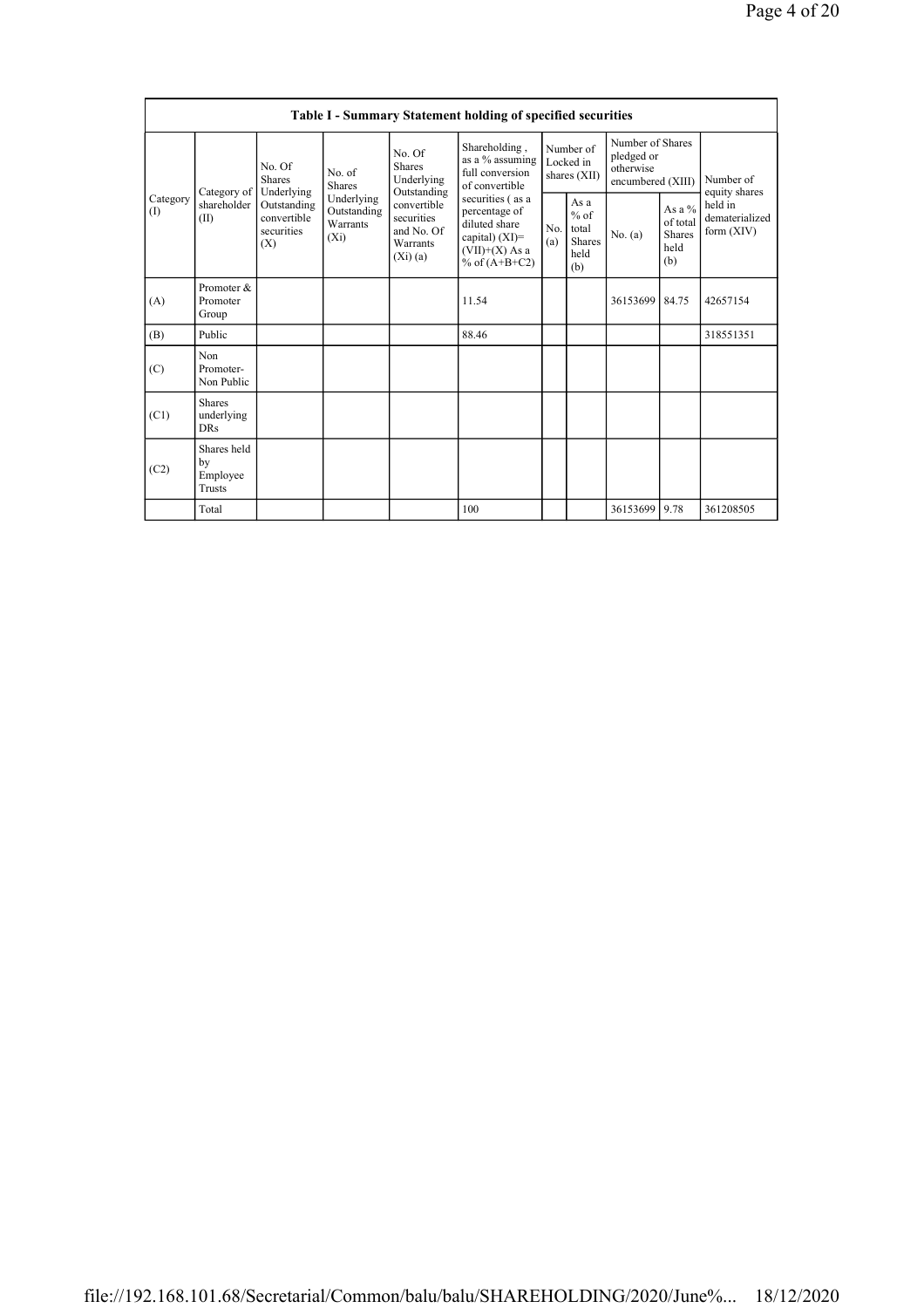| Table I - Summary Statement holding of specified securities | | | | | | | | | | | |
|---|---|---|---|---|---|---|---|---|---|---|---|
| Category (I) | Category of shareholder (II) | No. Of Shares Underlying Outstanding convertible securities (X) | No. of Shares Underlying Outstanding Warrants (Xi) | No. Of Shares Underlying Outstanding convertible securities and No. Of Warrants (Xi) (a) | Shareholding , as a % assuming full conversion of convertible securities ( as a percentage of diluted share capital) (XI)= (VII)+(X) As a % of (A+B+C2) | Number of Locked in shares (XII) | | Number of Shares pledged or otherwise encumbered (XIII) | | Number of equity shares held in dematerialized form (XIV) |
| | | | | | | No. (a) | As a % of total Shares held (b) | No. (a) | As a % of total Shares held (b) | |
| (A) | Promoter & Promoter Group | | | | 11.54 | | | 36153699 | 84.75 | 42657154 |
| (B) | Public | | | | 88.46 | | | | | 318551351 |
| (C) | Non Promoter- Non Public | | | | | | | | | |
| (C1) | Shares underlying DRs | | | | | | | | | |
| (C2) | Shares held by Employee Trusts | | | | | | | | | |
| | Total | | | | 100 | | | 36153699 | 9.78 | 361208505 |

file://192.168.101.68/Secretarial/Common/balu/balu/SHAREHOLDING/2020/June%... 18/12/2020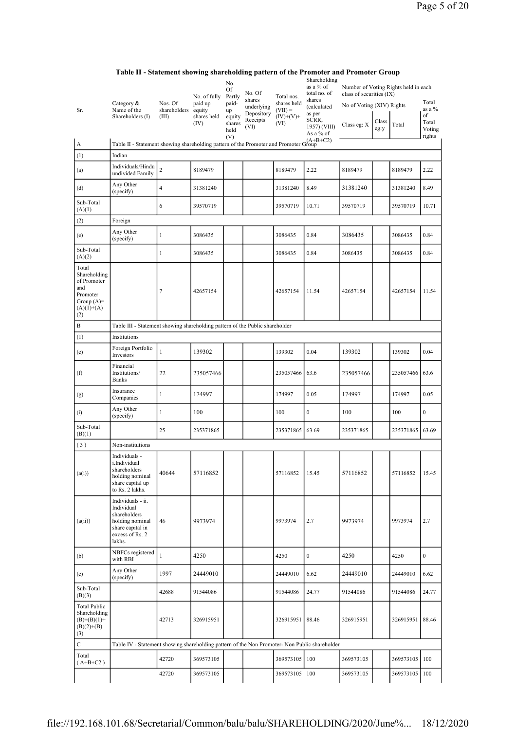## Table II - Statement showing shareholding pattern of the Promoter and Promoter Group

| Sr. | Category & Name of the Shareholders (I) | Nos. Of shareholders (III) | No. of fully paid up equity shares held (IV) | No. Of Partly paid-up equity shares held (V) | No. Of shares underlying Depository Receipts (VI) | Total nos. shares held (VII) = (IV)+(V)+ (VI) | Shareholding as a % of total no. of shares (calculated as per SCRR, 1957) (VIII) As a % of (A+B+C2) | Number of Voting Rights held in each class of securities (IX) | | | |
|---|---|---|---|---|---|---|---|---|---|---|---|
| | | | | | | | | No of Voting (XIV) Rights | | | Total as a % of Total Voting rights |
| | | | | | | | | Class eg: X | Class eg:y | Total | |
| A | Table II - Statement showing shareholding pattern of the Promoter and Promoter Group | | | | | | | | | | |
| (1) | Indian | | | | | | | | | | |
| (a) | Individuals/Hindu undivided Family | 2 | 8189479 | | | 8189479 | 2.22 | 8189479 | | 8189479 | 2.22 |
| (d) | Any Other (specify) | 4 | 31381240 | | | 31381240 | 8.49 | 31381240 | | 31381240 | 8.49 |
| Sub-Total (A)(1) | | 6 | 39570719 | | | 39570719 | 10.71 | 39570719 | | 39570719 | 10.71 |
| (2) | Foreign | | | | | | | | | | |
| (e) | Any Other (specify) | 1 | 3086435 | | | 3086435 | 0.84 | 3086435 | | 3086435 | 0.84 |
| Sub-Total (A)(2) | | 1 | 3086435 | | | 3086435 | 0.84 | 3086435 | | 3086435 | 0.84 |
| Total Shareholding of Promoter and Promoter Group (A)=(A)(1)+(A)(2) | | 7 | 42657154 | | | 42657154 | 11.54 | 42657154 | | 42657154 | 11.54 |
| B | Table III - Statement showing shareholding pattern of the Public shareholder | | | | | | | | | | |
| (1) | Institutions | | | | | | | | | | |
| (e) | Foreign Portfolio Investors | 1 | 139302 | | | 139302 | 0.04 | 139302 | | 139302 | 0.04 |
| (f) | Financial Institutions/ Banks | 22 | 235057466 | | | 235057466 | 63.6 | 235057466 | | 235057466 | 63.6 |
| (g) | Insurance Companies | 1 | 174997 | | | 174997 | 0.05 | 174997 | | 174997 | 0.05 |
| (i) | Any Other (specify) | 1 | 100 | | | 100 | 0 | 100 | | 100 | 0 |
| Sub-Total (B)(1) | | 25 | 235371865 | | | 235371865 | 63.69 | 235371865 | | 235371865 | 63.69 |
| (3) | Non-institutions | | | | | | | | | | |
| (a(i)) | Individuals - i.Individual shareholders holding nominal share capital up to Rs. 2 lakhs. | 40644 | 57116852 | | | 57116852 | 15.45 | 57116852 | | 57116852 | 15.45 |
| (a(ii)) | Individuals - ii. Individual shareholders holding nominal share capital in excess of Rs. 2 lakhs. | 46 | 9973974 | | | 9973974 | 2.7 | 9973974 | | 9973974 | 2.7 |
| (b) | NBFCs registered with RBI | 1 | 4250 | | | 4250 | 0 | 4250 | | 4250 | 0 |
| (e) | Any Other (specify) | 1997 | 24449010 | | | 24449010 | 6.62 | 24449010 | | 24449010 | 6.62 |
| Sub-Total (B)(3) | | 42688 | 91544086 | | | 91544086 | 24.77 | 91544086 | | 91544086 | 24.77 |
| Total Public Shareholding (B)=(B)(1)+(B)(2)+(B)(3) | | 42713 | 326915951 | | | 326915951 | 88.46 | 326915951 | | 326915951 | 88.46 |
| C | Table IV - Statement showing shareholding pattern of the Non Promoter- Non Public shareholder | | | | | | | | | | |
| Total (A+B+C2) | | 42720 | 369573105 | | | 369573105 | 100 | 369573105 | | 369573105 | 100 |
| | | 42720 | 369573105 | | | 369573105 | 100 | 369573105 | | 369573105 | 100 |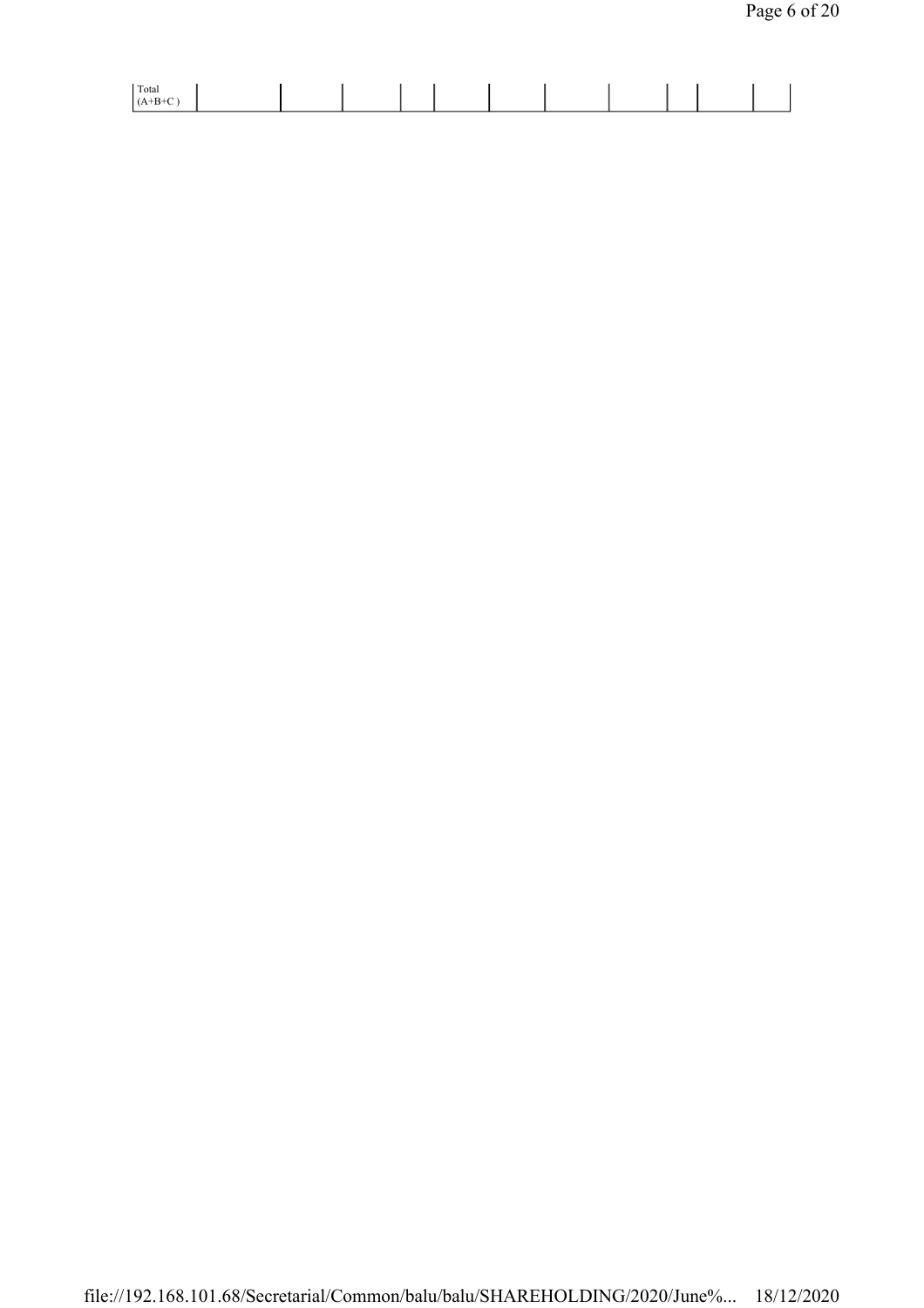| | | | | | | | | | | | |
|---|---|---|---|---|---|---|---|---|---|---|---|
| Total (A+B+C ) | | | | | | | | | | | |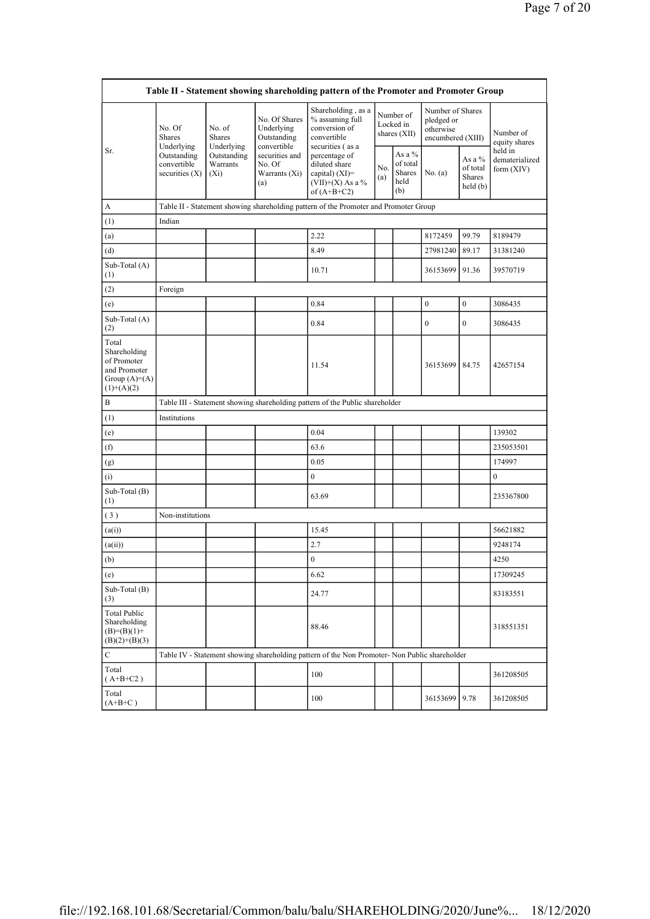| Table II - Statement showing shareholding pattern of the Promoter and Promoter Group | | | | | | | | | |
|---|---|---|---|---|---|---|---|---|---|
| Sr. | No. Of Shares Underlying Outstanding convertible securities (X) | No. of Shares Underlying Outstanding Warrants (Xi) | No. Of Shares Underlying Outstanding convertible securities and No. Of Warrants (Xi) (a) | Shareholding , as a % assuming full conversion of convertible securities ( as a percentage of diluted share capital) (XI)= (VII)+(X) As a % of (A+B+C2) | Number of Locked in shares (XII) | | Number of Shares pledged or otherwise encumbered (XIII) | | Number of equity shares held in dematerialized form (XIV) |
| | | | | | No. (a) | As a % of total Shares held (b) | No. (a) | As a % of total Shares held (b) | |
| A | Table II - Statement showing shareholding pattern of the Promoter and Promoter Group | | | | | | | | |
| (1) | Indian | | | | | | | | |
| (a) | | | | 2.22 | | | 8172459 | 99.79 | 8189479 |
| (d) | | | | 8.49 | | | 27981240 | 89.17 | 31381240 |
| Sub-Total (A) (1) | | | | 10.71 | | | 36153699 | 91.36 | 39570719 |
| (2) | Foreign | | | | | | | | |
| (e) | | | | 0.84 | | | 0 | 0 | 3086435 |
| Sub-Total (A) (2) | | | | 0.84 | | | 0 | 0 | 3086435 |
| Total Shareholding of Promoter and Promoter Group (A)=(A)(1)+(A)(2) | | | | 11.54 | | | 36153699 | 84.75 | 42657154 |
| B | Table III - Statement showing shareholding pattern of the Public shareholder | | | | | | | | |
| (1) | Institutions | | | | | | | | |
| (e) | | | | 0.04 | | | | | 139302 |
| (f) | | | | 63.6 | | | | | 235053501 |
| (g) | | | | 0.05 | | | | | 174997 |
| (i) | | | | 0 | | | | | 0 |
| Sub-Total (B) (1) | | | | 63.69 | | | | | 235367800 |
| (3) | Non-institutions | | | | | | | | |
| (a(i)) | | | | 15.45 | | | | | 56621882 |
| (a(ii)) | | | | 2.7 | | | | | 9248174 |
| (b) | | | | 0 | | | | | 4250 |
| (e) | | | | 6.62 | | | | | 17309245 |
| Sub-Total (B) (3) | | | | 24.77 | | | | | 83183551 |
| Total Public Shareholding (B)=(B)(1)+(B)(2)+(B)(3) | | | | 88.46 | | | | | 318551351 |
| C | Table IV - Statement showing shareholding pattern of the Non Promoter- Non Public shareholder | | | | | | | | |
| Total ( A+B+C2 ) | | | | 100 | | | | | 361208505 |
| Total (A+B+C ) | | | | 100 | | | 36153699 | 9.78 | 361208505 |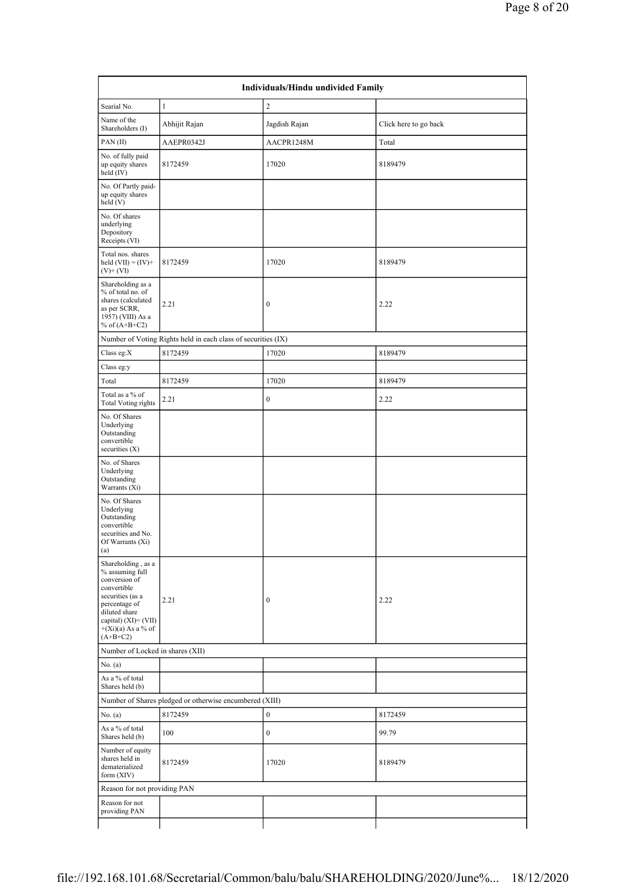| Individuals/Hindu undivided Family | | | |
|---|---|---|---|
| Searial No. | 1 | 2 | |
| Name of the Shareholders (I) | Abhijit Rajan | Jagdish Rajan | Click here to go back |
| PAN (II) | AAEPR0342J | AACPR1248M | Total |
| No. of fully paid up equity shares held (IV) | 8172459 | 17020 | 8189479 |
| No. Of Partly paid-up equity shares held (V) | | | |
| No. Of shares underlying Depository Receipts (VI) | | | |
| Total nos. shares held (VII) = (IV)+(V)+ (VI) | 8172459 | 17020 | 8189479 |
| Shareholding as a % of total no. of shares (calculated as per SCRR, 1957) (VIII) As a % of (A+B+C2) | 2.21 | 0 | 2.22 |
| Number of Voting Rights held in each class of securities (IX) | | | |
| Class eg:X | 8172459 | 17020 | 8189479 |
| Class eg:y | | | |
| Total | 8172459 | 17020 | 8189479 |
| Total as a % of Total Voting rights | 2.21 | 0 | 2.22 |
| No. Of Shares Underlying Outstanding convertible securities (X) | | | |
| No. of Shares Underlying Outstanding Warrants (Xi) | | | |
| No. Of Shares Underlying Outstanding convertible securities and No. Of Warrants (Xi) (a) | | | |
| Shareholding , as a % assuming full conversion of convertible securities (as a percentage of diluted share capital) (XI)= (VII)+(Xi)(a) As a % of (A+B+C2) | 2.21 | 0 | 2.22 |
| Number of Locked in shares (XII) | | | |
| No. (a) | | | |
| As a % of total Shares held (b) | | | |
| Number of Shares pledged or otherwise encumbered (XIII) | | | |
| No. (a) | 8172459 | 0 | 8172459 |
| As a % of total Shares held (b) | 100 | 0 | 99.79 |
| Number of equity shares held in dematerialized form (XIV) | 8172459 | 17020 | 8189479 |
| Reason for not providing PAN | | | |
| Reason for not providing PAN | | | |
| | | | |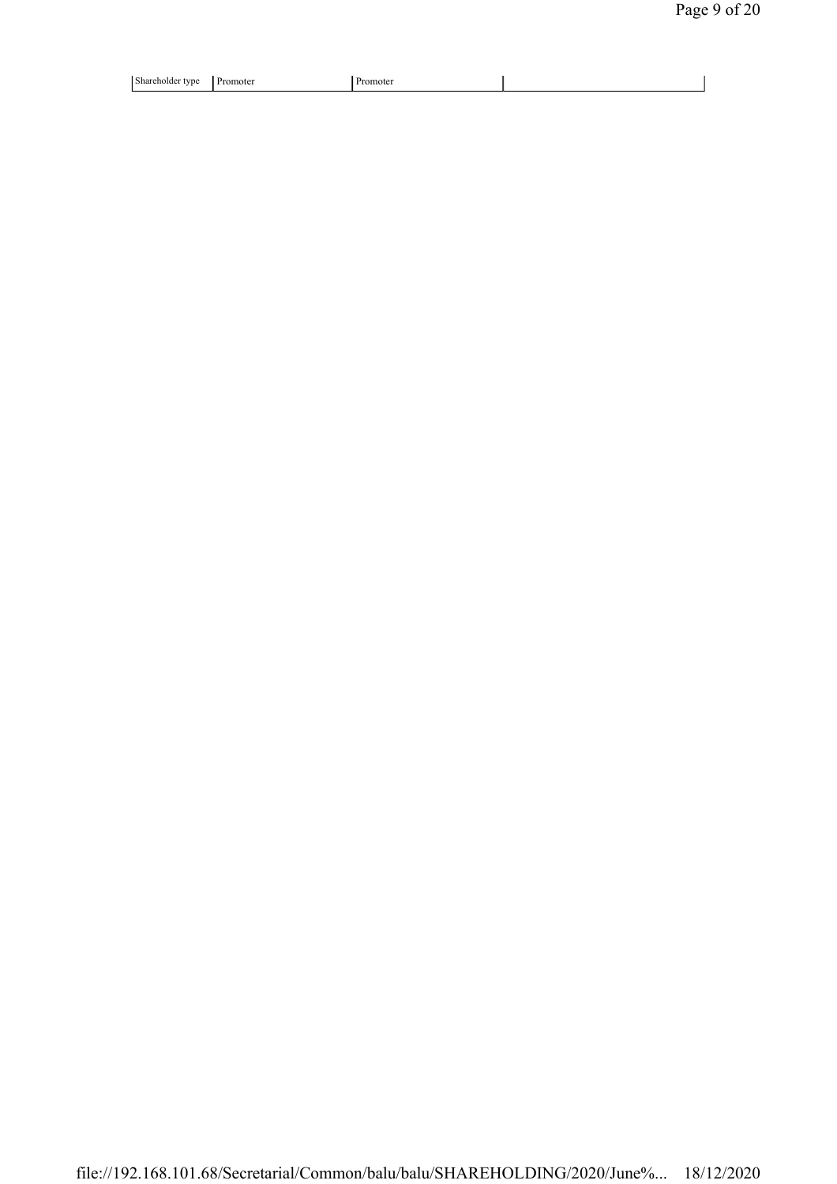| | | | |
|---|---|---|---|
| Shareholder type | Promoter | Promoter | |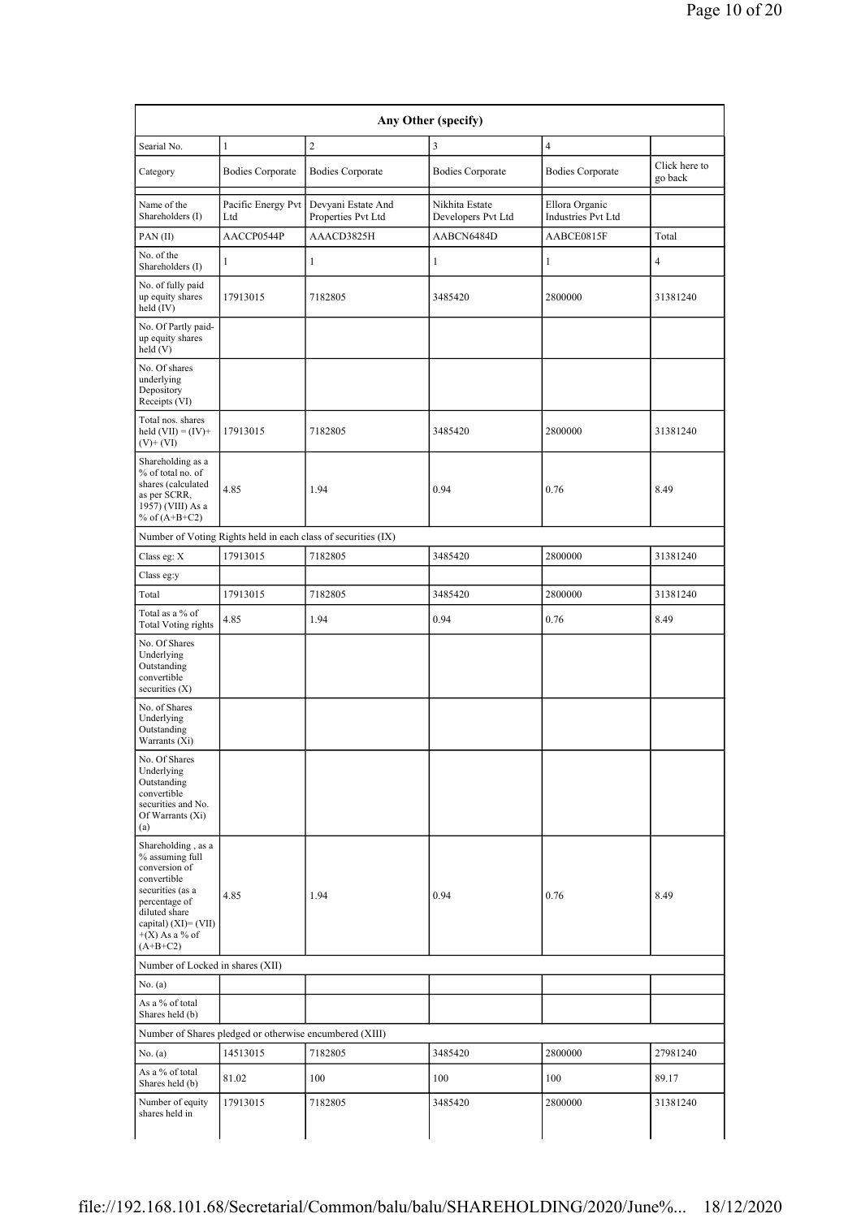| Any Other (specify) | | | | | |
|---|---|---|---|---|---|
| Searial No. | 1 | 2 | 3 | 4 | |
| Category | Bodies Corporate | Bodies Corporate | Bodies Corporate | Bodies Corporate | Click here to go back |
| Name of the Shareholders (I) | Pacific Energy Pvt Ltd | Devyani Estate And Properties Pvt Ltd | Nikhita Estate Developers Pvt Ltd | Ellora Organic Industries Pvt Ltd | |
| PAN (II) | AACCP0544P | AAACD3825H | AABCN6484D | AABCE0815F | Total |
| No. of the Shareholders (I) | 1 | 1 | 1 | 1 | 4 |
| No. of fully paid up equity shares held (IV) | 17913015 | 7182805 | 3485420 | 2800000 | 31381240 |
| No. Of Partly paid-up equity shares held (V) | | | | | |
| No. Of shares underlying Depository Receipts (VI) | | | | | |
| Total nos. shares held (VII) = (IV)+(V)+ (VI) | 17913015 | 7182805 | 3485420 | 2800000 | 31381240 |
| Shareholding as a % of total no. of shares (calculated as per SCRR, 1957) (VIII) As a % of (A+B+C2) | 4.85 | 1.94 | 0.94 | 0.76 | 8.49 |
| Number of Voting Rights held in each class of securities (IX) | | | | | |
| Class eg: X | 17913015 | 7182805 | 3485420 | 2800000 | 31381240 |
| Class eg:y | | | | | |
| Total | 17913015 | 7182805 | 3485420 | 2800000 | 31381240 |
| Total as a % of Total Voting rights | 4.85 | 1.94 | 0.94 | 0.76 | 8.49 |
| No. Of Shares Underlying Outstanding convertible securities (X) | | | | | |
| No. of Shares Underlying Outstanding Warrants (Xi) | | | | | |
| No. Of Shares Underlying Outstanding convertible securities and No. Of Warrants (Xi) (a) | | | | | |
| Shareholding , as a % assuming full conversion of convertible securities (as a percentage of diluted share capital) (XI)= (VII)+(X) As a % of (A+B+C2) | 4.85 | 1.94 | 0.94 | 0.76 | 8.49 |
| Number of Locked in shares (XII) | | | | | |
| No. (a) | | | | | |
| As a % of total Shares held (b) | | | | | |
| Number of Shares pledged or otherwise encumbered (XIII) | | | | | |
| No. (a) | 14513015 | 7182805 | 3485420 | 2800000 | 27981240 |
| As a % of total Shares held (b) | 81.02 | 100 | 100 | 100 | 89.17 |
| Number of equity shares held in | 17913015 | 7182805 | 3485420 | 2800000 | 31381240 |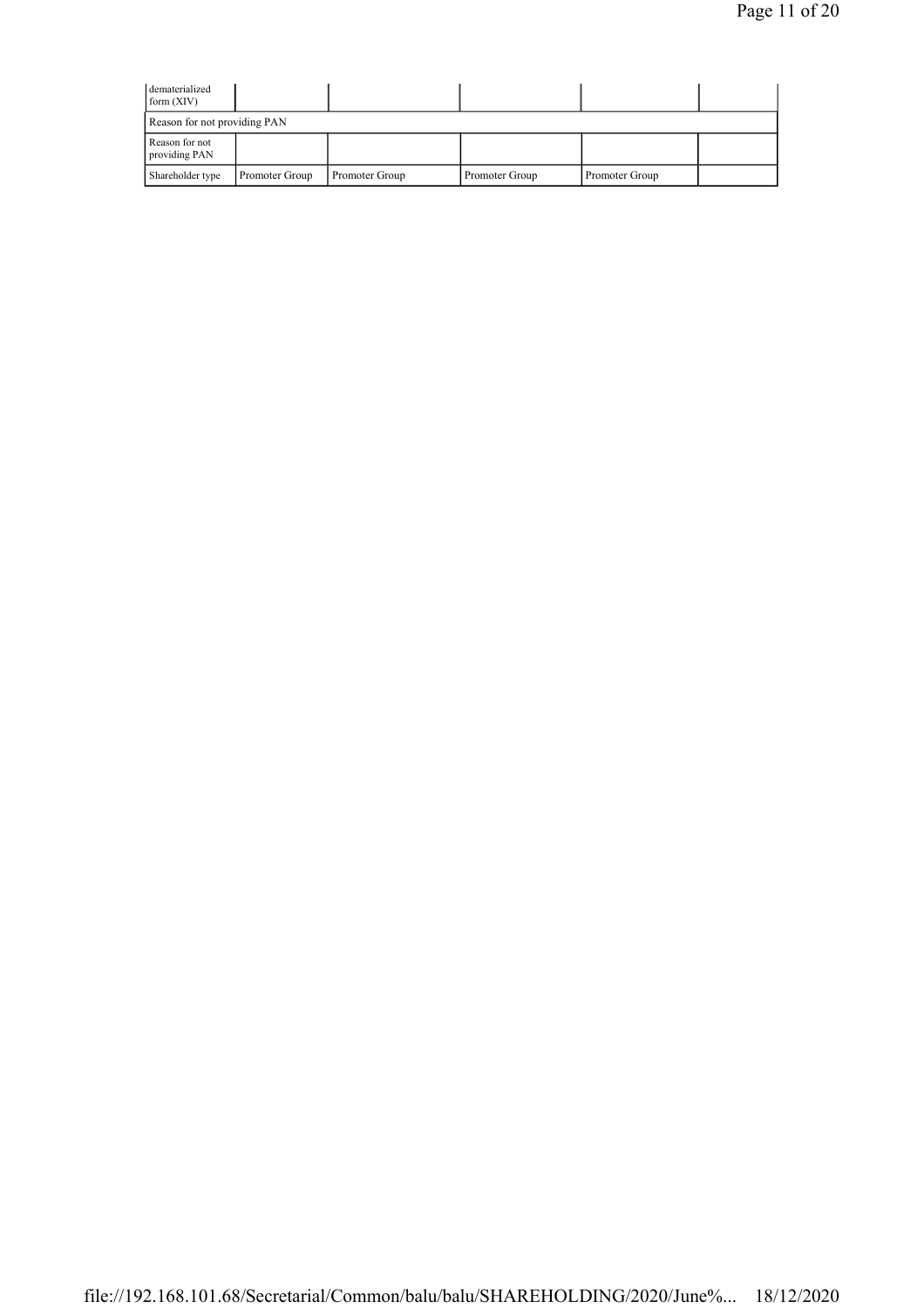| | | | | | |
|---|---|---|---|---|---|
| dematerialized form (XIV) | | | | | |
| Reason for not providing PAN | | | | | |
| Reason for not providing PAN | | | | | |
| Shareholder type | Promoter Group | Promoter Group | Promoter Group | Promoter Group | |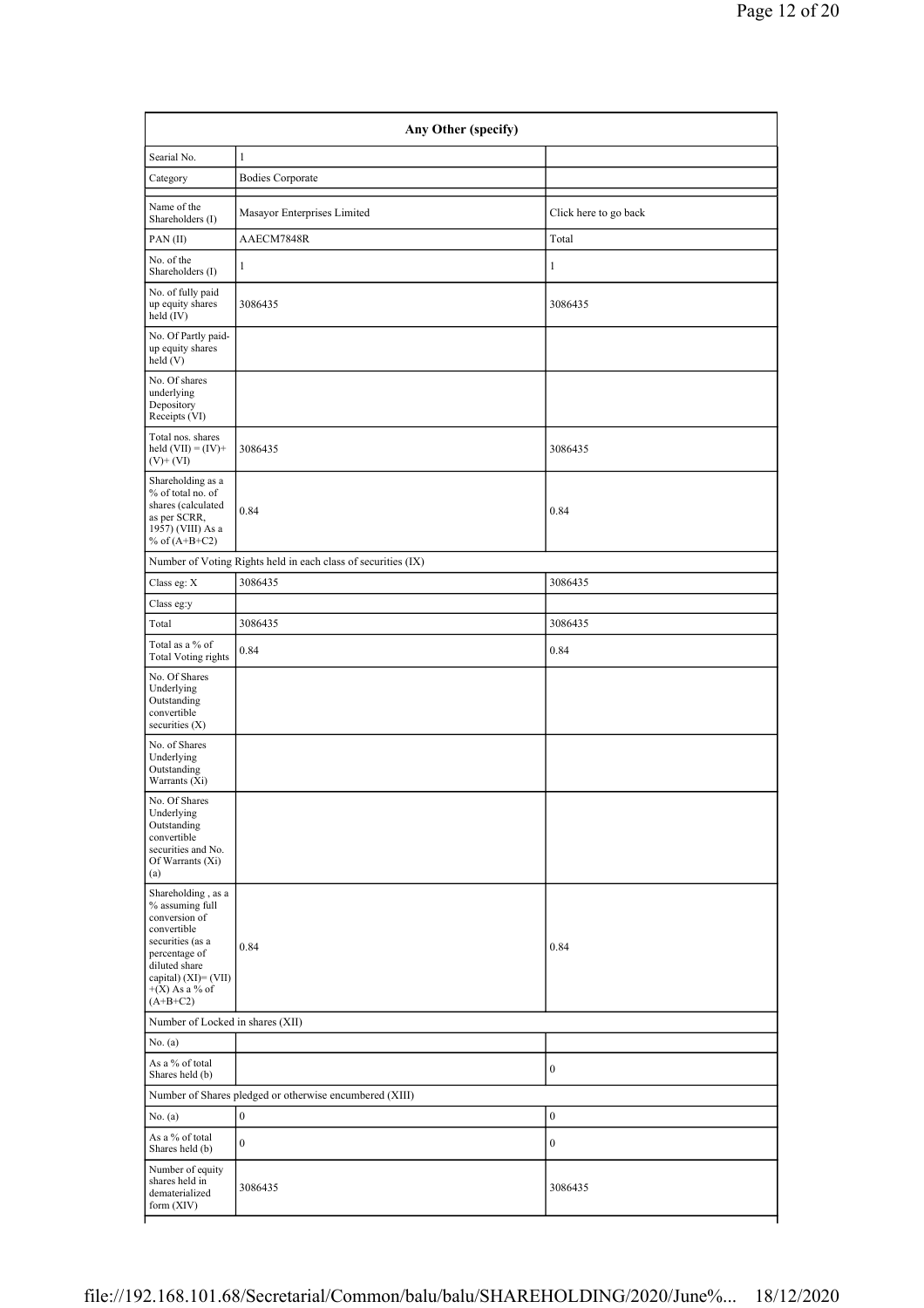| Any Other (specify) | | |
|---|---|---|
| Searial No. | 1 | |
| Category | Bodies Corporate | |
| Name of the Shareholders (I) | Masayor Enterprises Limited | Click here to go back |
| PAN (II) | AAECM7848R | Total |
| No. of the Shareholders (I) | 1 | 1 |
| No. of fully paid up equity shares held (IV) | 3086435 | 3086435 |
| No. Of Partly paid-up equity shares held (V) | | |
| No. Of shares underlying Depository Receipts (VI) | | |
| Total nos. shares held (VII) = (IV)+ (V)+ (VI) | 3086435 | 3086435 |
| Shareholding as a % of total no. of shares (calculated as per SCRR, 1957) (VIII) As a % of (A+B+C2) | 0.84 | 0.84 |
| Number of Voting Rights held in each class of securities (IX) | | |
| Class eg: X | 3086435 | 3086435 |
| Class eg:y | | |
| Total | 3086435 | 3086435 |
| Total as a % of Total Voting rights | 0.84 | 0.84 |
| No. Of Shares Underlying Outstanding convertible securities (X) | | |
| No. of Shares Underlying Outstanding Warrants (Xi) | | |
| No. Of Shares Underlying Outstanding convertible securities and No. Of Warrants (Xi) (a) | | |
| Shareholding , as a % assuming full conversion of convertible securities (as a percentage of diluted share capital) (XI)= (VII) +(X) As a % of (A+B+C2) | 0.84 | 0.84 |
| Number of Locked in shares (XII) | | |
| No. (a) | | |
| As a % of total Shares held (b) | | 0 |
| Number of Shares pledged or otherwise encumbered (XIII) | | |
| No. (a) | 0 | 0 |
| As a % of total Shares held (b) | 0 | 0 |
| Number of equity shares held in dematerialized form (XIV) | 3086435 | 3086435 |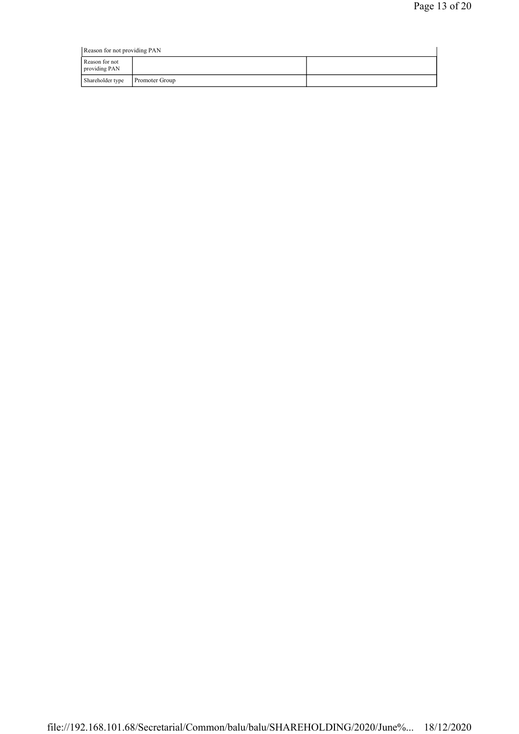| Reason for not providing PAN | | |
|---|---|---|
| Reason for not providing PAN | | |
| Shareholder type | Promoter Group | |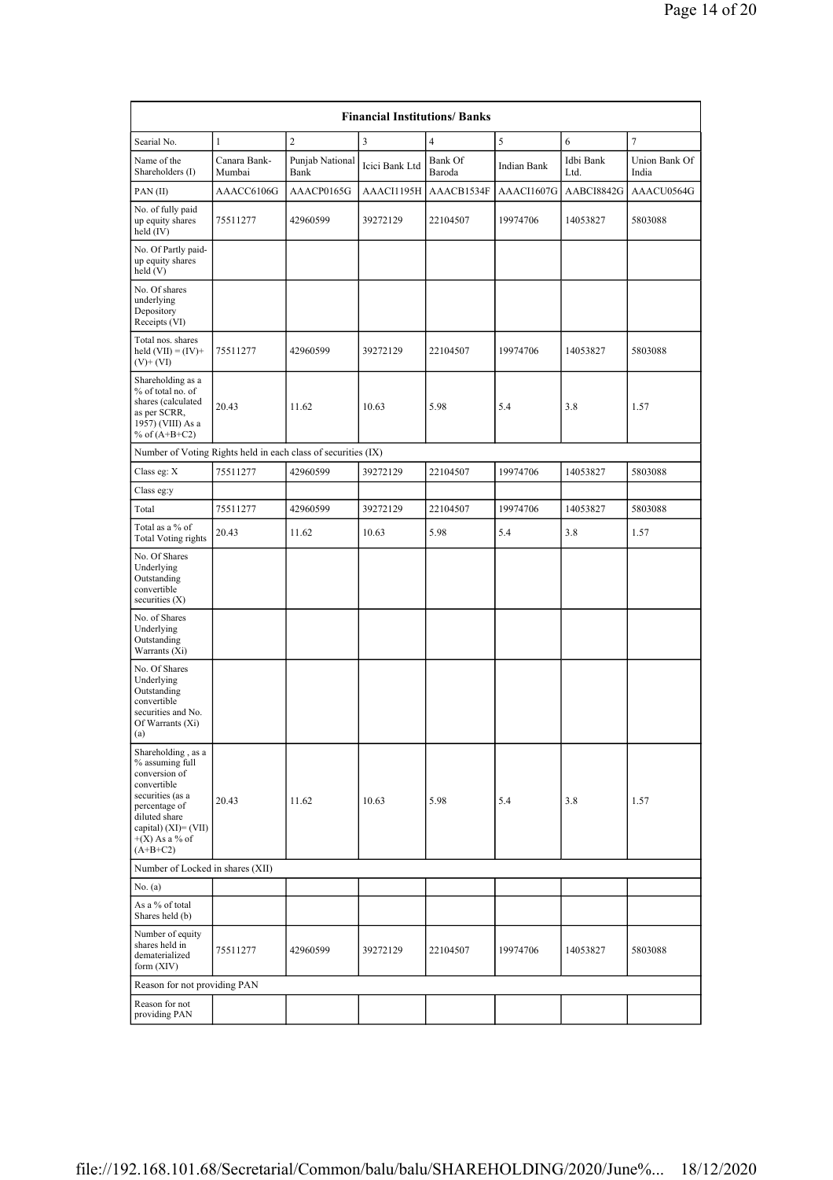| Financial Institutions/ Banks | | | | | | | |
|---|---|---|---|---|---|---|---|
| Searial No. | 1 | 2 | 3 | 4 | 5 | 6 | 7 |
| Name of the Shareholders (I) | Canara Bank-Mumbai | Punjab National Bank | Icici Bank Ltd | Bank Of Baroda | Indian Bank | Idbi Bank Ltd. | Union Bank Of India |
| PAN (II) | AAACC6106G | AAACP0165G | AAACI1195H | AAACB1534F | AAACI1607G | AABCI8842G | AAACU0564G |
| No. of fully paid up equity shares held (IV) | 75511277 | 42960599 | 39272129 | 22104507 | 19974706 | 14053827 | 5803088 |
| No. Of Partly paid-up equity shares held (V) | | | | | | | |
| No. Of shares underlying Depository Receipts (VI) | | | | | | | |
| Total nos. shares held (VII) = (IV)+(V)+ (VI) | 75511277 | 42960599 | 39272129 | 22104507 | 19974706 | 14053827 | 5803088 |
| Shareholding as a % of total no. of shares (calculated as per SCRR, 1957) (VIII) As a % of (A+B+C2) | 20.43 | 11.62 | 10.63 | 5.98 | 5.4 | 3.8 | 1.57 |
| Number of Voting Rights held in each class of securities (IX) | | | | | | | |
| Class eg: X | 75511277 | 42960599 | 39272129 | 22104507 | 19974706 | 14053827 | 5803088 |
| Class eg:y | | | | | | | |
| Total | 75511277 | 42960599 | 39272129 | 22104507 | 19974706 | 14053827 | 5803088 |
| Total as a % of Total Voting rights | 20.43 | 11.62 | 10.63 | 5.98 | 5.4 | 3.8 | 1.57 |
| No. Of Shares Underlying Outstanding convertible securities (X) | | | | | | | |
| No. of Shares Underlying Outstanding Warrants (Xi) | | | | | | | |
| No. Of Shares Underlying Outstanding convertible securities and No. Of Warrants (Xi) (a) | | | | | | | |
| Shareholding , as a % assuming full conversion of convertible securities (as a percentage of diluted share capital) (XI)= (VII)+(X) As a % of (A+B+C2) | 20.43 | 11.62 | 10.63 | 5.98 | 5.4 | 3.8 | 1.57 |
| Number of Locked in shares (XII) | | | | | | | |
| No. (a) | | | | | | | |
| As a % of total Shares held (b) | | | | | | | |
| Number of equity shares held in dematerialized form (XIV) | 75511277 | 42960599 | 39272129 | 22104507 | 19974706 | 14053827 | 5803088 |
| Reason for not providing PAN | | | | | | | |
| Reason for not providing PAN | | | | | | | |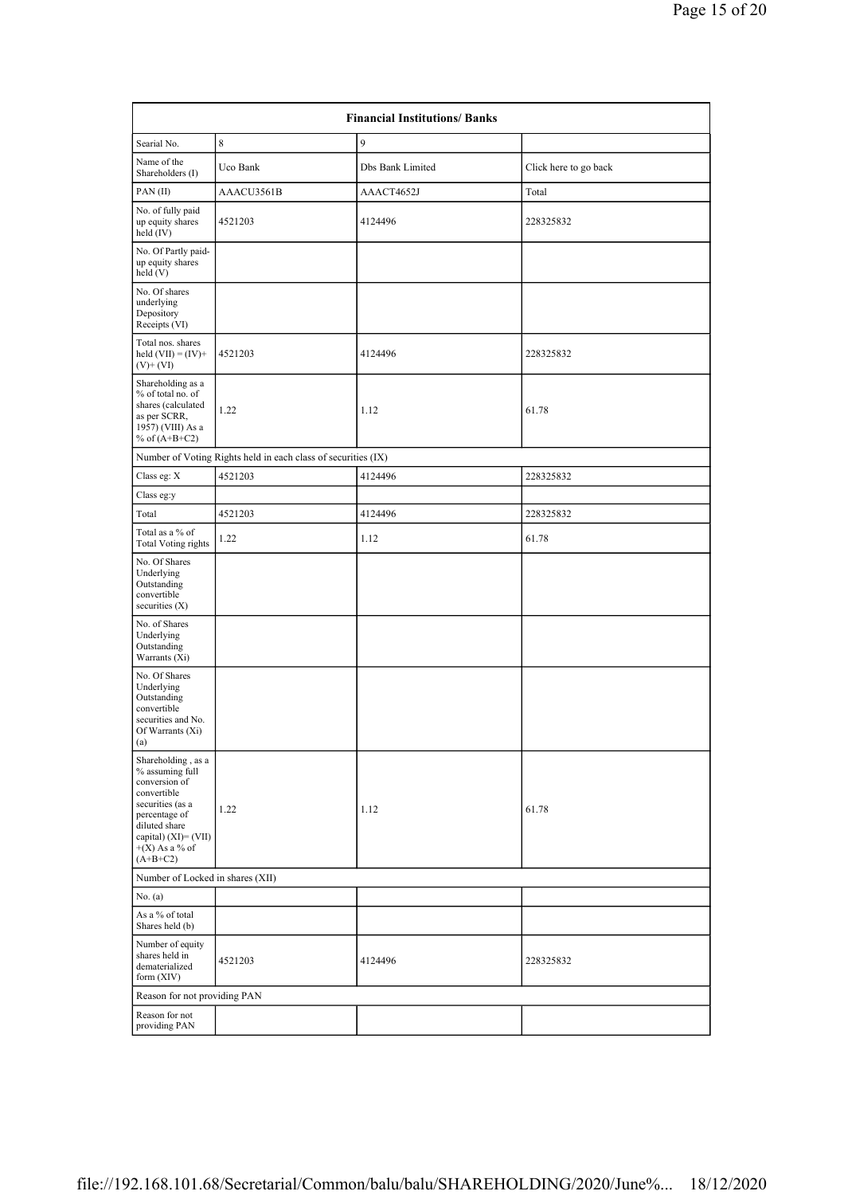| Financial Institutions/ Banks | | | |
|---|---|---|---|
| Searial No. | 8 | 9 | |
| Name of the Shareholders (I) | Uco Bank | Dbs Bank Limited | Click here to go back |
| PAN (II) | AAACU3561B | AAACT4652J | Total |
| No. of fully paid up equity shares held (IV) | 4521203 | 4124496 | 228325832 |
| No. Of Partly paid-up equity shares held (V) | | | |
| No. Of shares underlying Depository Receipts (VI) | | | |
| Total nos. shares held (VII) = (IV)+ (V)+ (VI) | 4521203 | 4124496 | 228325832 |
| Shareholding as a % of total no. of shares (calculated as per SCRR, 1957) (VIII) As a % of (A+B+C2) | 1.22 | 1.12 | 61.78 |
| Number of Voting Rights held in each class of securities (IX) | | | |
| Class eg: X | 4521203 | 4124496 | 228325832 |
| Class eg:y | | | |
| Total | 4521203 | 4124496 | 228325832 |
| Total as a % of Total Voting rights | 1.22 | 1.12 | 61.78 |
| No. Of Shares Underlying Outstanding convertible securities (X) | | | |
| No. of Shares Underlying Outstanding Warrants (Xi) | | | |
| No. Of Shares Underlying Outstanding convertible securities and No. Of Warrants (Xi) (a) | | | |
| Shareholding , as a % assuming full conversion of convertible securities (as a percentage of diluted share capital) (XI)= (VII)+(X) As a % of (A+B+C2) | 1.22 | 1.12 | 61.78 |
| Number of Locked in shares (XII) | | | |
| No. (a) | | | |
| As a % of total Shares held (b) | | | |
| Number of equity shares held in dematerialized form (XIV) | 4521203 | 4124496 | 228325832 |
| Reason for not providing PAN | | | |
| Reason for not providing PAN | | | |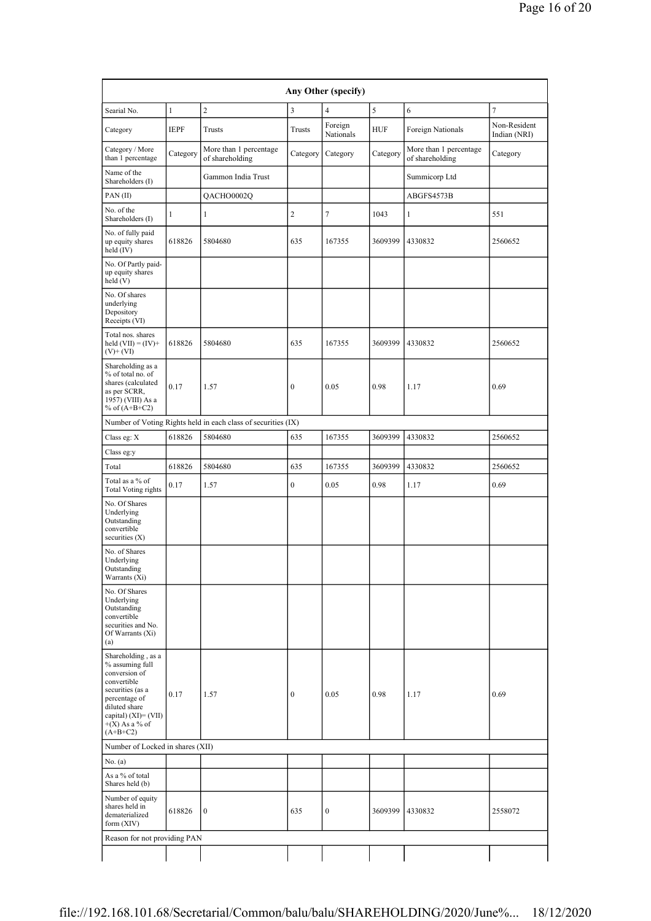| Any Other (specify) | | | | | | | |
|---|---|---|---|---|---|---|---|
| Searial No. | 1 | 2 | 3 | 4 | 5 | 6 | 7 |
| Category | IEPF | Trusts | Trusts | Foreign Nationals | HUF | Foreign Nationals | Non-Resident Indian (NRI) |
| Category / More than 1 percentage | Category | More than 1 percentage of shareholding | Category | Category | Category | More than 1 percentage of shareholding | Category |
| Name of the Shareholders (I) | | Gammon India Trust | | | | Summicorp Ltd | |
| PAN (II) | | QACHO0002Q | | | | ABGFS4573B | |
| No. of the Shareholders (I) | 1 | 1 | 2 | 7 | 1043 | 1 | 551 |
| No. of fully paid up equity shares held (IV) | 618826 | 5804680 | 635 | 167355 | 3609399 | 4330832 | 2560652 |
| No. Of Partly paid-up equity shares held (V) | | | | | | | |
| No. Of shares underlying Depository Receipts (VI) | | | | | | | |
| Total nos. shares held (VII) = (IV)+ (V)+ (VI) | 618826 | 5804680 | 635 | 167355 | 3609399 | 4330832 | 2560652 |
| Shareholding as a % of total no. of shares (calculated as per SCRR, 1957) (VIII) As a % of (A+B+C2) | 0.17 | 1.57 | 0 | 0.05 | 0.98 | 1.17 | 0.69 |
| Number of Voting Rights held in each class of securities (IX) | | | | | | | |
| Class eg: X | 618826 | 5804680 | 635 | 167355 | 3609399 | 4330832 | 2560652 |
| Class eg:y | | | | | | | |
| Total | 618826 | 5804680 | 635 | 167355 | 3609399 | 4330832 | 2560652 |
| Total as a % of Total Voting rights | 0.17 | 1.57 | 0 | 0.05 | 0.98 | 1.17 | 0.69 |
| No. Of Shares Underlying Outstanding convertible securities (X) | | | | | | | |
| No. of Shares Underlying Outstanding Warrants (Xi) | | | | | | | |
| No. Of Shares Underlying Outstanding convertible securities and No. Of Warrants (Xi) (a) | | | | | | | |
| Shareholding , as a % assuming full conversion of convertible securities (as a percentage of diluted share capital) (XI)= (VII) +(X) As a % of (A+B+C2) | 0.17 | 1.57 | 0 | 0.05 | 0.98 | 1.17 | 0.69 |
| Number of Locked in shares (XII) | | | | | | | |
| No. (a) | | | | | | | |
| As a % of total Shares held (b) | | | | | | | |
| Number of equity shares held in dematerialized form (XIV) | 618826 | 0 | 635 | 0 | 3609399 | 4330832 | 2558072 |
| Reason for not providing PAN | | | | | | | |
| | | | | | | | |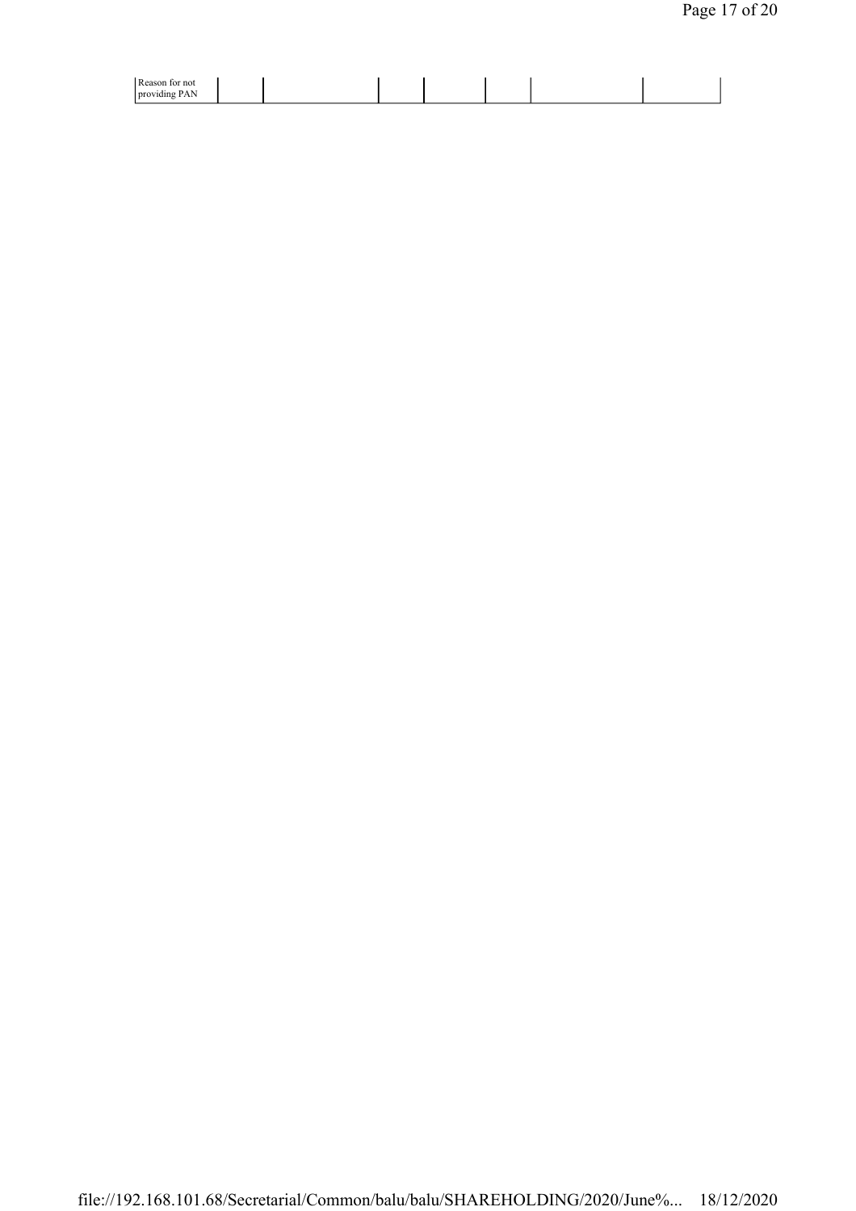| | | | | | | | |
|---|---|---|---|---|---|---|---|
| Reason for not providing PAN | | | | | | | |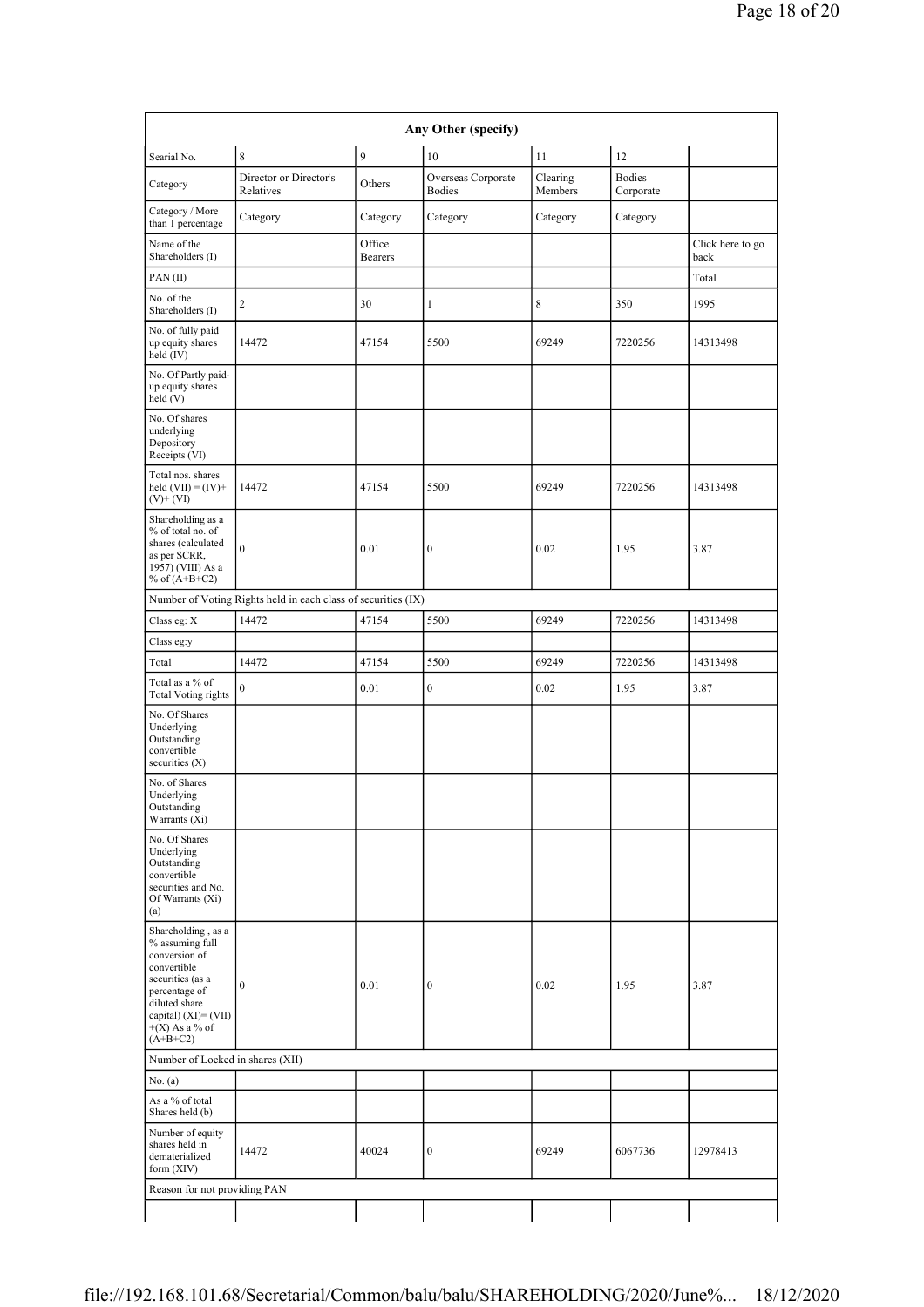| Any Other (specify) | | | | | | |
|---|---|---|---|---|---|---|
| Searial No. | 8 | 9 | 10 | 11 | 12 | |
| Category | Director or Director's Relatives | Others | Overseas Corporate Bodies | Clearing Members | Bodies Corporate | |
| Category / More than 1 percentage | Category | Category | Category | Category | Category | |
| Name of the Shareholders (I) | | Office Bearers | | | | Click here to go back |
| PAN (II) | | | | | | Total |
| No. of the Shareholders (I) | 2 | 30 | 1 | 8 | 350 | 1995 |
| No. of fully paid up equity shares held (IV) | 14472 | 47154 | 5500 | 69249 | 7220256 | 14313498 |
| No. Of Partly paid-up equity shares held (V) | | | | | | |
| No. Of shares underlying Depository Receipts (VI) | | | | | | |
| Total nos. shares held (VII) = (IV)+ (V)+ (VI) | 14472 | 47154 | 5500 | 69249 | 7220256 | 14313498 |
| Shareholding as a % of total no. of shares (calculated as per SCRR, 1957) (VIII) As a % of (A+B+C2) | 0 | 0.01 | 0 | 0.02 | 1.95 | 3.87 |
| Number of Voting Rights held in each class of securities (IX) | | | | | | |
| Class eg: X | 14472 | 47154 | 5500 | 69249 | 7220256 | 14313498 |
| Class eg:y | | | | | | |
| Total | 14472 | 47154 | 5500 | 69249 | 7220256 | 14313498 |
| Total as a % of Total Voting rights | 0 | 0.01 | 0 | 0.02 | 1.95 | 3.87 |
| No. Of Shares Underlying Outstanding convertible securities (X) | | | | | | |
| No. of Shares Underlying Outstanding Warrants (Xi) | | | | | | |
| No. Of Shares Underlying Outstanding convertible securities and No. Of Warrants (Xi) (a) | | | | | | |
| Shareholding , as a % assuming full conversion of convertible securities (as a percentage of diluted share capital) (XI)= (VII) +(X) As a % of (A+B+C2) | 0 | 0.01 | 0 | 0.02 | 1.95 | 3.87 |
| Number of Locked in shares (XII) | | | | | | |
| No. (a) | | | | | | |
| As a % of total Shares held (b) | | | | | | |
| Number of equity shares held in dematerialized form (XIV) | 14472 | 40024 | 0 | 69249 | 6067736 | 12978413 |
| Reason for not providing PAN | | | | | | |
| | | | | | | |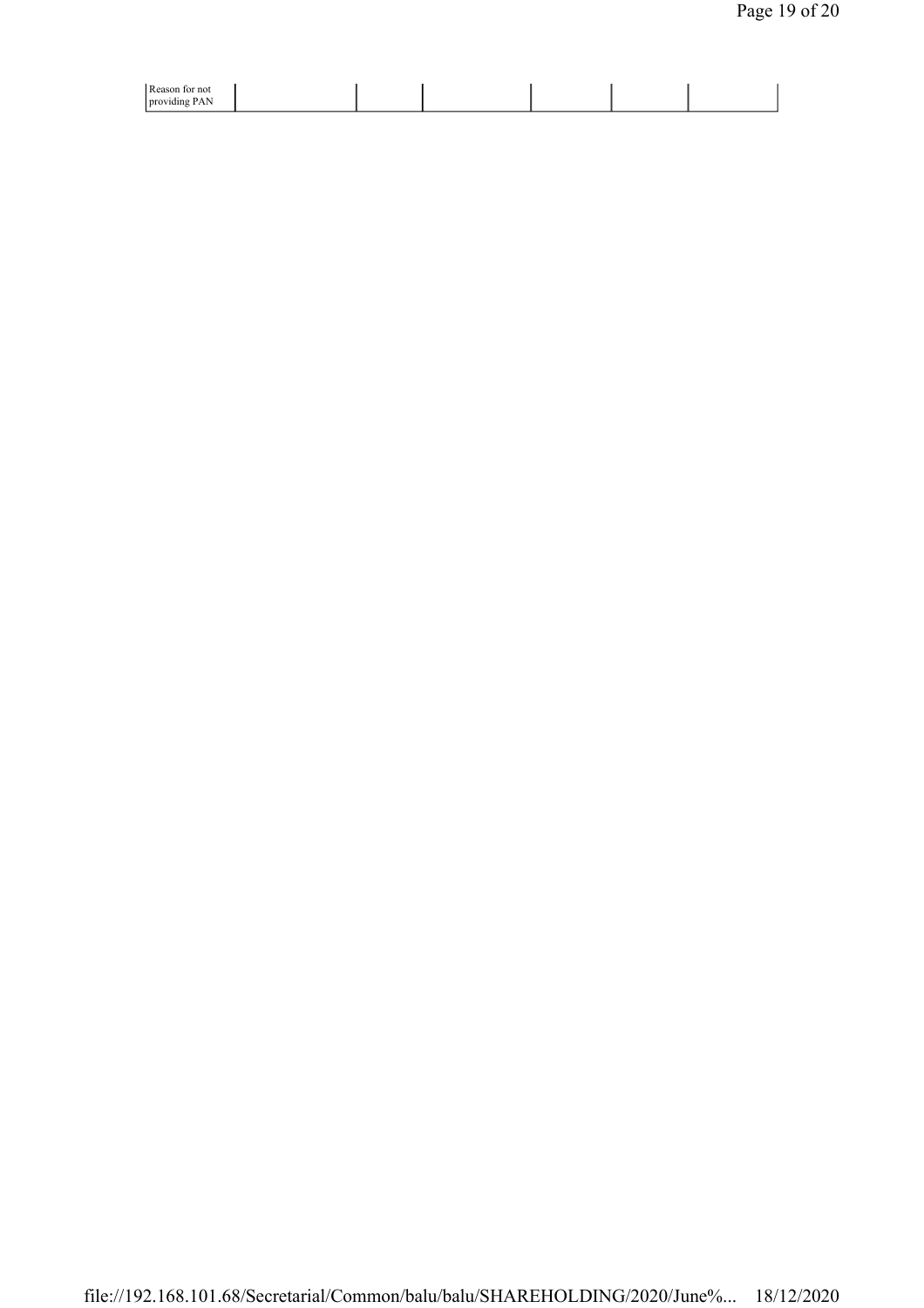| | | | | | | |
|---|---|---|---|---|---|---|
| Reason for not providing PAN | | | | | | |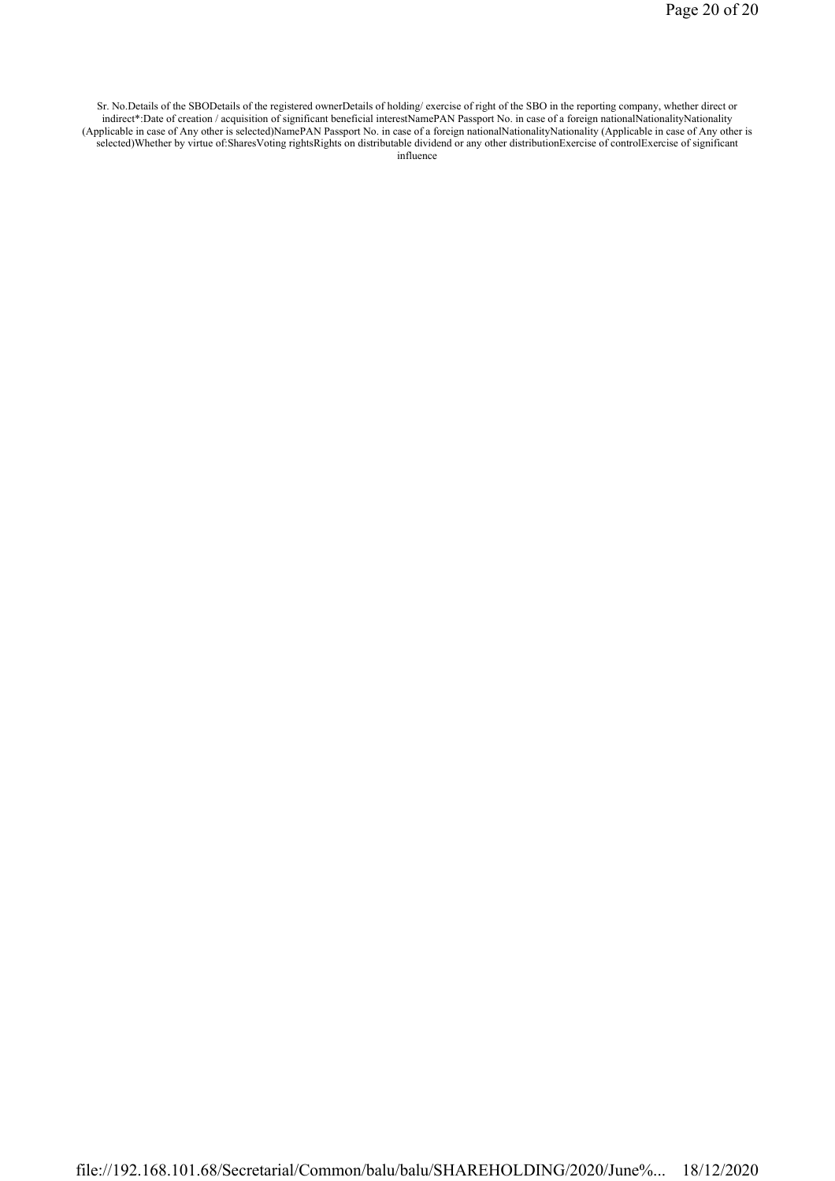Sr. No.Details of the SBODetails of the registered ownerDetails of holding/ exercise of right of the SBO in the reporting company, whether direct or indirect*:Date of creation / acquisition of significant beneficial interestNamePAN Passport No. in case of a foreign nationalNationalityNationality (Applicable in case of Any other is selected)NamePAN Passport No. in case of a foreign nationalNationalityNationality (Applicable in case of Any other is selected)Whether by virtue of:SharesVoting rightsRights on distributable dividend or any other distributionExercise of controlExercise of significant influence